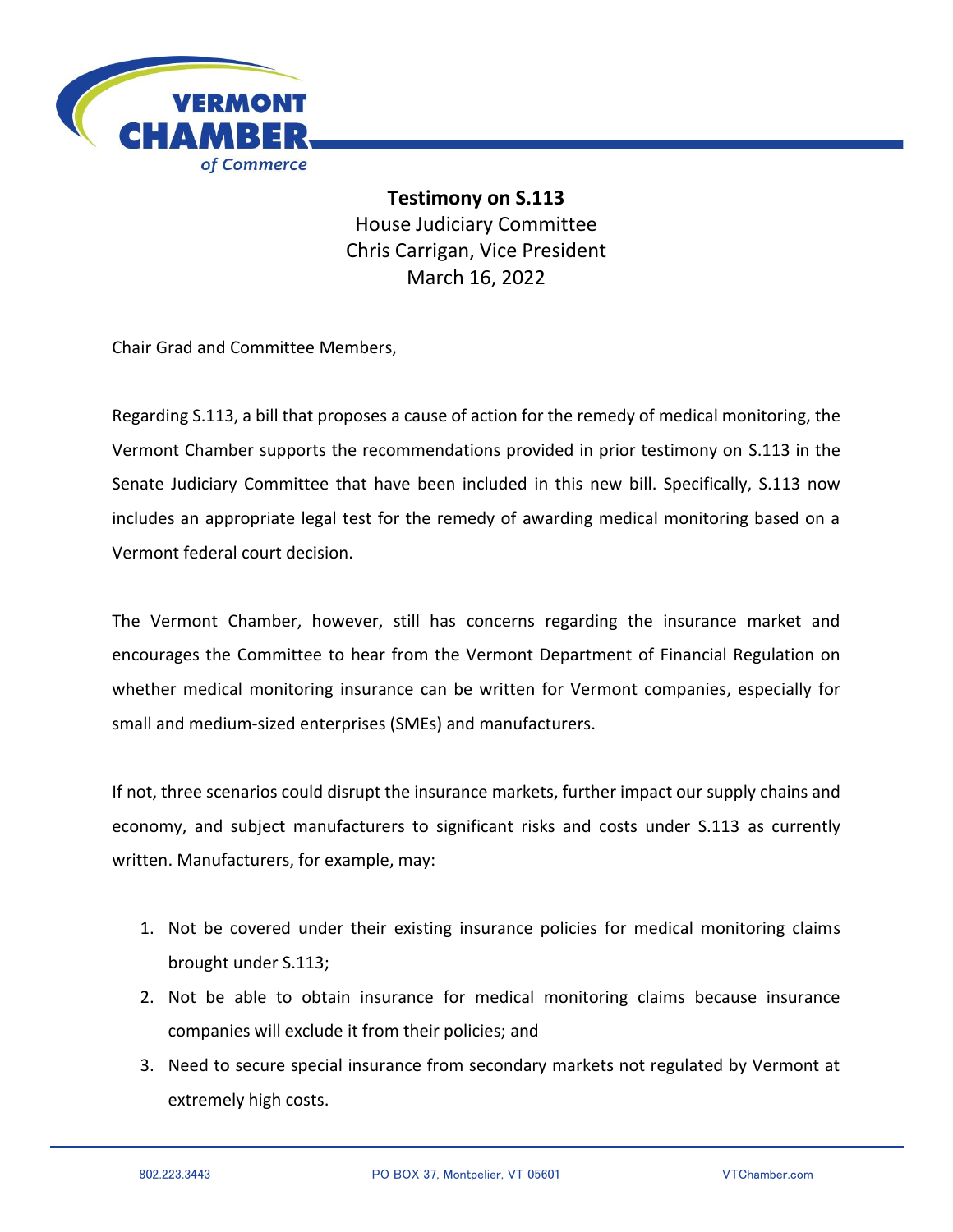**Testimony on S.113**
House Judiciary Committee
Chris Carrigan, Vice President
March 16, 2022

Chair Grad and Committee Members,

Regarding S.113, a bill that proposes a cause of action for the remedy of medical monitoring, the Vermont Chamber supports the recommendations provided in prior testimony on S.113 in the Senate Judiciary Committee that have been included in this new bill. Specifically, S.113 now includes an appropriate legal test for the remedy of awarding medical monitoring based on a Vermont federal court decision.

The Vermont Chamber, however, still has concerns regarding the insurance market and encourages the Committee to hear from the Vermont Department of Financial Regulation on whether medical monitoring insurance can be written for Vermont companies, especially for small and medium-sized enterprises (SMEs) and manufacturers.

If not, three scenarios could disrupt the insurance markets, further impact our supply chains and economy, and subject manufacturers to significant risks and costs under S.113 as currently written. Manufacturers, for example, may:

1. Not be covered under their existing insurance policies for medical monitoring claims brought under S.113;
2. Not be able to obtain insurance for medical monitoring claims because insurance companies will exclude it from their policies; and
3. Need to secure special insurance from secondary markets not regulated by Vermont at extremely high costs.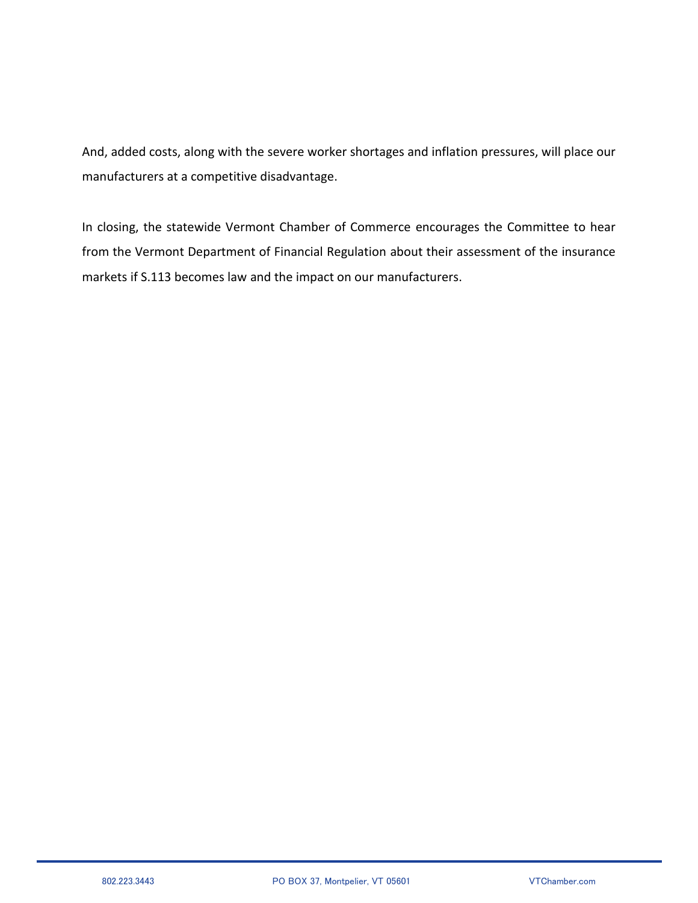And, added costs, along with the severe worker shortages and inflation pressures, will place our manufacturers at a competitive disadvantage.

In closing, the statewide Vermont Chamber of Commerce encourages the Committee to hear from the Vermont Department of Financial Regulation about their assessment of the insurance markets if S.113 becomes law and the impact on our manufacturers.